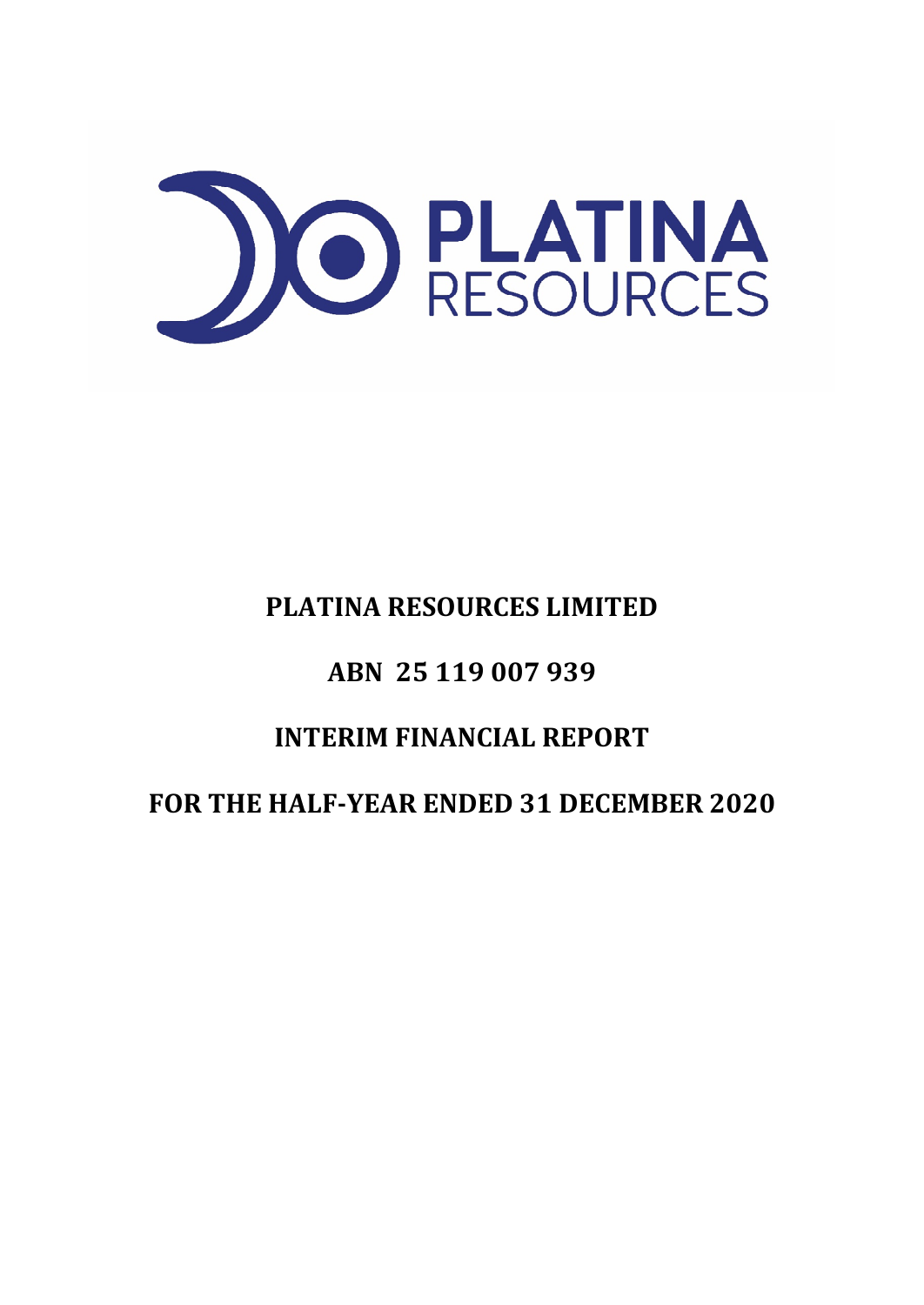# PLATINA RESOURCES LIMITED

## ABN 25 119 007 939

## INTERIM FINANCIAL REPORT

## FOR THE HALF-YEAR ENDED 31 DECEMBER 2020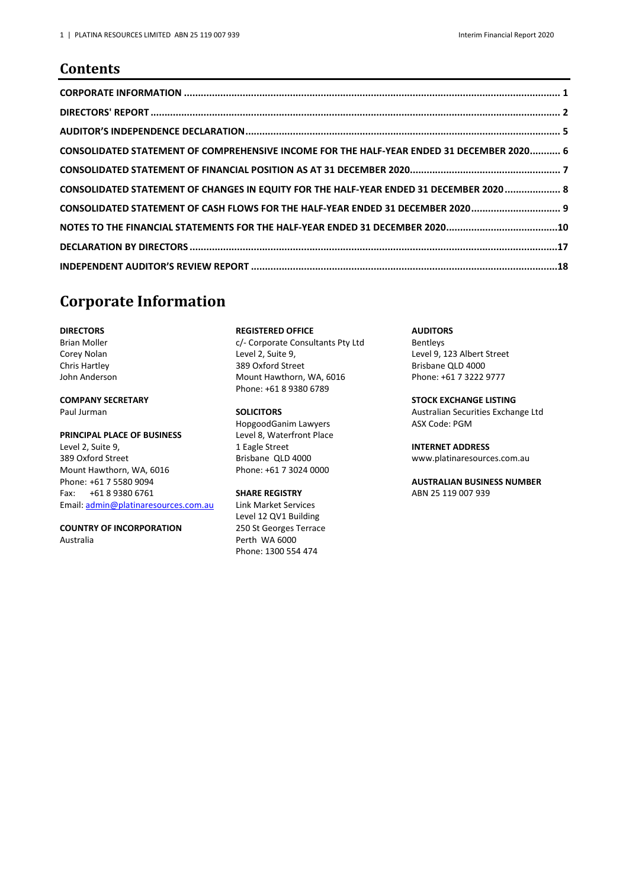## Contents

| | |
|---|---|
| **CORPORATE INFORMATION** | **1** |
| **DIRECTORS' REPORT** | **2** |
| **AUDITOR'S INDEPENDENCE DECLARATION** | **5** |
| **CONSOLIDATED STATEMENT OF COMPREHENSIVE INCOME FOR THE HALF-YEAR ENDED 31 DECEMBER 2020** | **6** |
| **CONSOLIDATED STATEMENT OF FINANCIAL POSITION AS AT 31 DECEMBER 2020** | **7** |
| **CONSOLIDATED STATEMENT OF CHANGES IN EQUITY FOR THE HALF-YEAR ENDED 31 DECEMBER 2020** | **8** |
| **CONSOLIDATED STATEMENT OF CASH FLOWS FOR THE HALF-YEAR ENDED 31 DECEMBER 2020** | **9** |
| **NOTES TO THE FINANCIAL STATEMENTS FOR THE HALF-YEAR ENDED 31 DECEMBER 2020** | **10** |
| **DECLARATION BY DIRECTORS** | **17** |
| **INDEPENDENT AUDITOR'S REVIEW REPORT** | **18** |

# Corporate Information

**DIRECTORS**
Brian Moller
Corey Nolan
Chris Hartley
John Anderson

**COMPANY SECRETARY**
Paul Jurman

**PRINCIPAL PLACE OF BUSINESS**
Level 2, Suite 9,
389 Oxford Street
Mount Hawthorn, WA, 6016
Phone: +61 7 5580 9094
Fax: +61 8 9380 6761
Email: admin@platinaresources.com.au

**COUNTRY OF INCORPORATION**
Australia

**REGISTERED OFFICE**
c/- Corporate Consultants Pty Ltd
Level 2, Suite 9,
389 Oxford Street
Mount Hawthorn, WA, 6016
Phone: +61 8 9380 6789

**SOLICITORS**
HopgoodGanim Lawyers
Level 8, Waterfront Place
1 Eagle Street
Brisbane QLD 4000
Phone: +61 7 3024 0000

**SHARE REGISTRY**
Link Market Services
Level 12 QV1 Building
250 St Georges Terrace
Perth WA 6000
Phone: 1300 554 474

**AUDITORS**
Bentleys
Level 9, 123 Albert Street
Brisbane QLD 4000
Phone: +61 7 3222 9777

**STOCK EXCHANGE LISTING**
Australian Securities Exchange Ltd
ASX Code: PGM

**INTERNET ADDRESS**
www.platinaresources.com.au

**AUSTRALIAN BUSINESS NUMBER**
ABN 25 119 007 939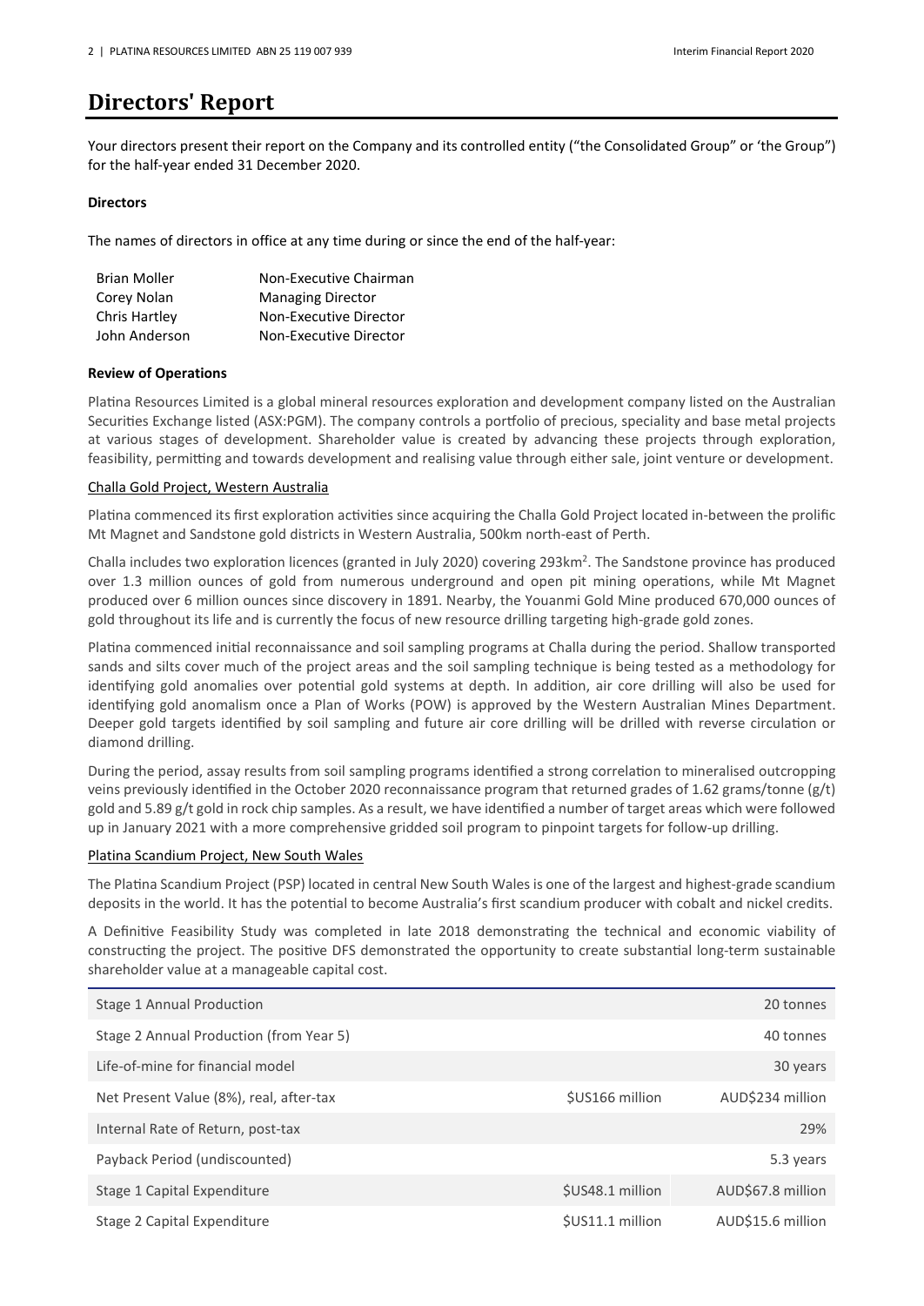# Directors' Report

Your directors present their report on the Company and its controlled entity ("the Consolidated Group" or 'the Group") for the half-year ended 31 December 2020.

**Directors**

The names of directors in office at any time during or since the end of the half-year:

| | |
|---|---|
| Brian Moller | Non-Executive Chairman |
| Corey Nolan | Managing Director |
| Chris Hartley | Non-Executive Director |
| John Anderson | Non-Executive Director |

**Review of Operations**

Platina Resources Limited is a global mineral resources exploration and development company listed on the Australian Securities Exchange listed (ASX:PGM). The company controls a portfolio of precious, speciality and base metal projects at various stages of development. Shareholder value is created by advancing these projects through exploration, feasibility, permitting and towards development and realising value through either sale, joint venture or development.

Challa Gold Project, Western Australia

Platina commenced its first exploration activities since acquiring the Challa Gold Project located in-between the prolific Mt Magnet and Sandstone gold districts in Western Australia, 500km north-east of Perth.

Challa includes two exploration licences (granted in July 2020) covering 293km$^2$. The Sandstone province has produced over 1.3 million ounces of gold from numerous underground and open pit mining operations, while Mt Magnet produced over 6 million ounces since discovery in 1891. Nearby, the Youanmi Gold Mine produced 670,000 ounces of gold throughout its life and is currently the focus of new resource drilling targeting high-grade gold zones.

Platina commenced initial reconnaissance and soil sampling programs at Challa during the period. Shallow transported sands and silts cover much of the project areas and the soil sampling technique is being tested as a methodology for identifying gold anomalies over potential gold systems at depth. In addition, air core drilling will also be used for identifying gold anomalism once a Plan of Works (POW) is approved by the Western Australian Mines Department. Deeper gold targets identified by soil sampling and future air core drilling will be drilled with reverse circulation or diamond drilling.

During the period, assay results from soil sampling programs identified a strong correlation to mineralised outcropping veins previously identified in the October 2020 reconnaissance program that returned grades of 1.62 grams/tonne (g/t) gold and 5.89 g/t gold in rock chip samples. As a result, we have identified a number of target areas which were followed up in January 2021 with a more comprehensive gridded soil program to pinpoint targets for follow-up drilling.

Platina Scandium Project, New South Wales

The Platina Scandium Project (PSP) located in central New South Wales is one of the largest and highest-grade scandium deposits in the world. It has the potential to become Australia's first scandium producer with cobalt and nickel credits.

A Definitive Feasibility Study was completed in late 2018 demonstrating the technical and economic viability of constructing the project. The positive DFS demonstrated the opportunity to create substantial long-term sustainable shareholder value at a manageable capital cost.

| | | |
|---|---|---|
| Stage 1 Annual Production | | 20 tonnes |
| Stage 2 Annual Production (from Year 5) | | 40 tonnes |
| Life-of-mine for financial model | | 30 years |
| Net Present Value (8%), real, after-tax | $US166 million | AUD$234 million |
| Internal Rate of Return, post-tax | | 29% |
| Payback Period (undiscounted) | | 5.3 years |
| Stage 1 Capital Expenditure | $US48.1 million | AUD$67.8 million |
| Stage 2 Capital Expenditure | $US11.1 million | AUD$15.6 million |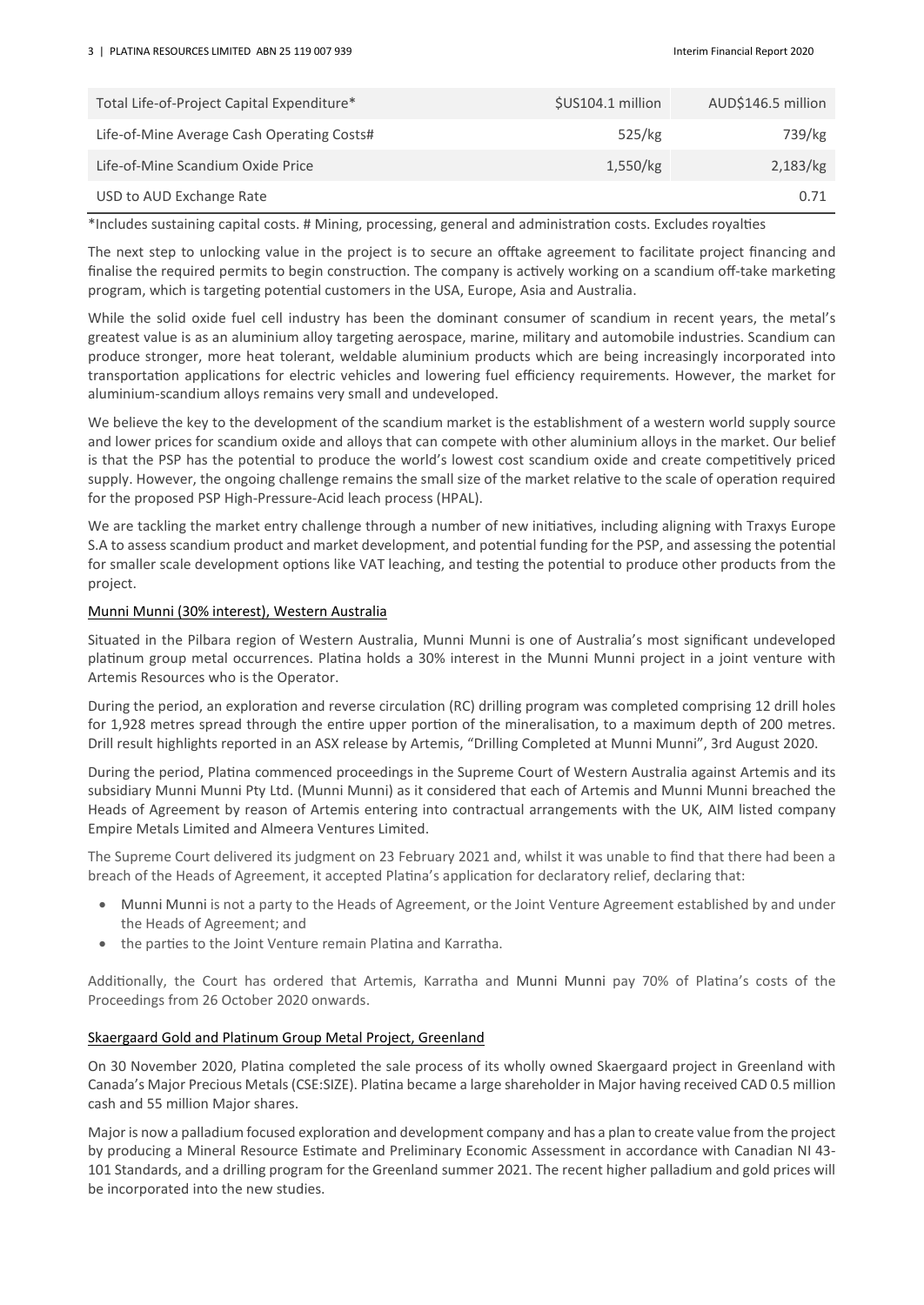| | | |
|---|---|---|
| Total Life-of-Project Capital Expenditure* | $US104.1 million | AUD$146.5 million |
| Life-of-Mine Average Cash Operating Costs# | 525/kg | 739/kg |
| Life-of-Mine Scandium Oxide Price | 1,550/kg | 2,183/kg |
| USD to AUD Exchange Rate | | 0.71 |

*Includes sustaining capital costs. # Mining, processing, general and administration costs. Excludes royalties

The next step to unlocking value in the project is to secure an offtake agreement to facilitate project financing and finalise the required permits to begin construction. The company is actively working on a scandium off-take marketing program, which is targeting potential customers in the USA, Europe, Asia and Australia.

While the solid oxide fuel cell industry has been the dominant consumer of scandium in recent years, the metal's greatest value is as an aluminium alloy targeting aerospace, marine, military and automobile industries. Scandium can produce stronger, more heat tolerant, weldable aluminium products which are being increasingly incorporated into transportation applications for electric vehicles and lowering fuel efficiency requirements. However, the market for aluminium-scandium alloys remains very small and undeveloped.

We believe the key to the development of the scandium market is the establishment of a western world supply source and lower prices for scandium oxide and alloys that can compete with other aluminium alloys in the market. Our belief is that the PSP has the potential to produce the world's lowest cost scandium oxide and create competitively priced supply. However, the ongoing challenge remains the small size of the market relative to the scale of operation required for the proposed PSP High-Pressure-Acid leach process (HPAL).

We are tackling the market entry challenge through a number of new initiatives, including aligning with Traxys Europe S.A to assess scandium product and market development, and potential funding for the PSP, and assessing the potential for smaller scale development options like VAT leaching, and testing the potential to produce other products from the project.

## Munni Munni (30% interest), Western Australia

Situated in the Pilbara region of Western Australia, Munni Munni is one of Australia's most significant undeveloped platinum group metal occurrences. Platina holds a 30% interest in the Munni Munni project in a joint venture with Artemis Resources who is the Operator.

During the period, an exploration and reverse circulation (RC) drilling program was completed comprising 12 drill holes for 1,928 metres spread through the entire upper portion of the mineralisation, to a maximum depth of 200 metres. Drill result highlights reported in an ASX release by Artemis, "Drilling Completed at Munni Munni", 3rd August 2020.

During the period, Platina commenced proceedings in the Supreme Court of Western Australia against Artemis and its subsidiary Munni Munni Pty Ltd. (Munni Munni) as it considered that each of Artemis and Munni Munni breached the Heads of Agreement by reason of Artemis entering into contractual arrangements with the UK, AIM listed company Empire Metals Limited and Almeera Ventures Limited.

The Supreme Court delivered its judgment on 23 February 2021 and, whilst it was unable to find that there had been a breach of the Heads of Agreement, it accepted Platina's application for declaratory relief, declaring that:

- Munni Munni is not a party to the Heads of Agreement, or the Joint Venture Agreement established by and under the Heads of Agreement; and
- the parties to the Joint Venture remain Platina and Karratha.

Additionally, the Court has ordered that Artemis, Karratha and Munni Munni pay 70% of Platina's costs of the Proceedings from 26 October 2020 onwards.

## Skaergaard Gold and Platinum Group Metal Project, Greenland

On 30 November 2020, Platina completed the sale process of its wholly owned Skaergaard project in Greenland with Canada's Major Precious Metals (CSE:SIZE). Platina became a large shareholder in Major having received CAD 0.5 million cash and 55 million Major shares.

Major is now a palladium focused exploration and development company and has a plan to create value from the project by producing a Mineral Resource Estimate and Preliminary Economic Assessment in accordance with Canadian NI 43-101 Standards, and a drilling program for the Greenland summer 2021. The recent higher palladium and gold prices will be incorporated into the new studies.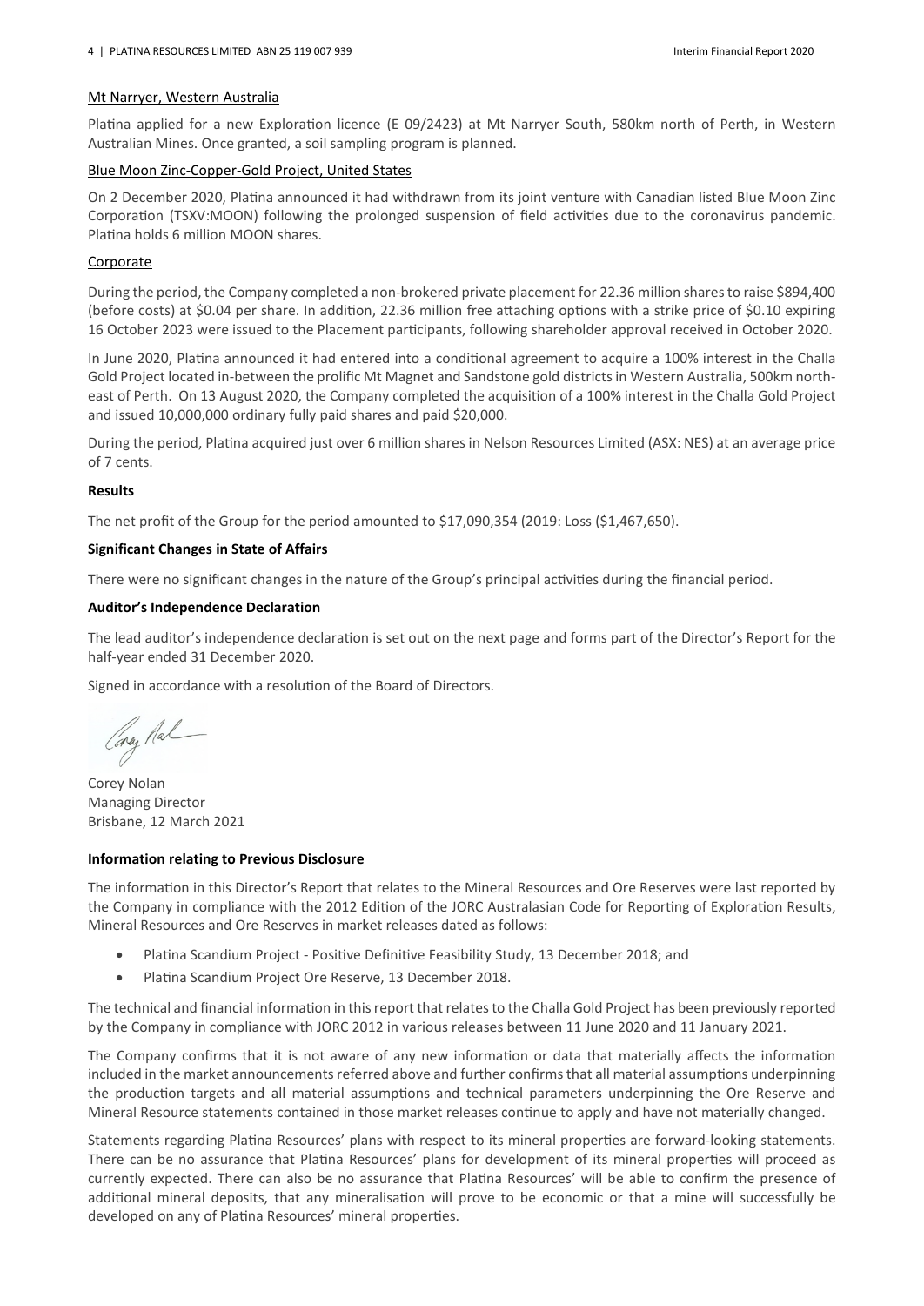Mt Narryer, Western Australia

Platina applied for a new Exploration licence (E 09/2423) at Mt Narryer South, 580km north of Perth, in Western Australian Mines. Once granted, a soil sampling program is planned.

Blue Moon Zinc-Copper-Gold Project, United States

On 2 December 2020, Platina announced it had withdrawn from its joint venture with Canadian listed Blue Moon Zinc Corporation (TSXV:MOON) following the prolonged suspension of field activities due to the coronavirus pandemic. Platina holds 6 million MOON shares.

Corporate

During the period, the Company completed a non-brokered private placement for 22.36 million shares to raise $894,400 (before costs) at $0.04 per share. In addition, 22.36 million free attaching options with a strike price of $0.10 expiring 16 October 2023 were issued to the Placement participants, following shareholder approval received in October 2020.

In June 2020, Platina announced it had entered into a conditional agreement to acquire a 100% interest in the Challa Gold Project located in-between the prolific Mt Magnet and Sandstone gold districts in Western Australia, 500km north-east of Perth. On 13 August 2020, the Company completed the acquisition of a 100% interest in the Challa Gold Project and issued 10,000,000 ordinary fully paid shares and paid $20,000.

During the period, Platina acquired just over 6 million shares in Nelson Resources Limited (ASX: NES) at an average price of 7 cents.

**Results**

The net profit of the Group for the period amounted to $17,090,354 (2019: Loss ($1,467,650).

**Significant Changes in State of Affairs**

There were no significant changes in the nature of the Group's principal activities during the financial period.

**Auditor's Independence Declaration**

The lead auditor's independence declaration is set out on the next page and forms part of the Director's Report for the half-year ended 31 December 2020.

Signed in accordance with a resolution of the Board of Directors.

Corey Nolan
Managing Director
Brisbane, 12 March 2021

**Information relating to Previous Disclosure**

The information in this Director's Report that relates to the Mineral Resources and Ore Reserves were last reported by the Company in compliance with the 2012 Edition of the JORC Australasian Code for Reporting of Exploration Results, Mineral Resources and Ore Reserves in market releases dated as follows:

- Platina Scandium Project - Positive Definitive Feasibility Study, 13 December 2018; and
- Platina Scandium Project Ore Reserve, 13 December 2018.

The technical and financial information in this report that relates to the Challa Gold Project has been previously reported by the Company in compliance with JORC 2012 in various releases between 11 June 2020 and 11 January 2021.

The Company confirms that it is not aware of any new information or data that materially affects the information included in the market announcements referred above and further confirms that all material assumptions underpinning the production targets and all material assumptions and technical parameters underpinning the Ore Reserve and Mineral Resource statements contained in those market releases continue to apply and have not materially changed.

Statements regarding Platina Resources' plans with respect to its mineral properties are forward-looking statements. There can be no assurance that Platina Resources' plans for development of its mineral properties will proceed as currently expected. There can also be no assurance that Platina Resources' will be able to confirm the presence of additional mineral deposits, that any mineralisation will prove to be economic or that a mine will successfully be developed on any of Platina Resources' mineral properties.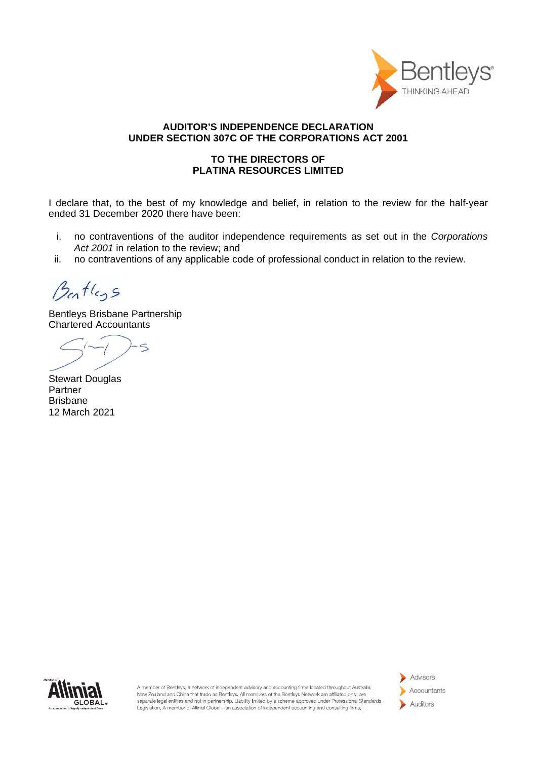**AUDITOR'S INDEPENDENCE DECLARATION**
**UNDER SECTION 307C OF THE CORPORATIONS ACT 2001**

**TO THE DIRECTORS OF**
**PLATINA RESOURCES LIMITED**

I declare that, to the best of my knowledge and belief, in relation to the review for the half-year ended 31 December 2020 there have been:

i. no contraventions of the auditor independence requirements as set out in the *Corporations Act 2001* in relation to the review; and
ii. no contraventions of any applicable code of professional conduct in relation to the review.

Bentleys Brisbane Partnership
Chartered Accountants

Stewart Douglas
Partner
Brisbane
12 March 2021

A member of Bentleys, a network of independent advisory and accounting firms located throughout Australia, New Zealand and China that trade as Bentleys. All members of the Bentleys Network are affiliated only, are separate legal entities and not in partnership. Liability limited by a scheme approved under Professional Standards Legislation. A member of Allinial Global – an association of independent accounting and consulting firms.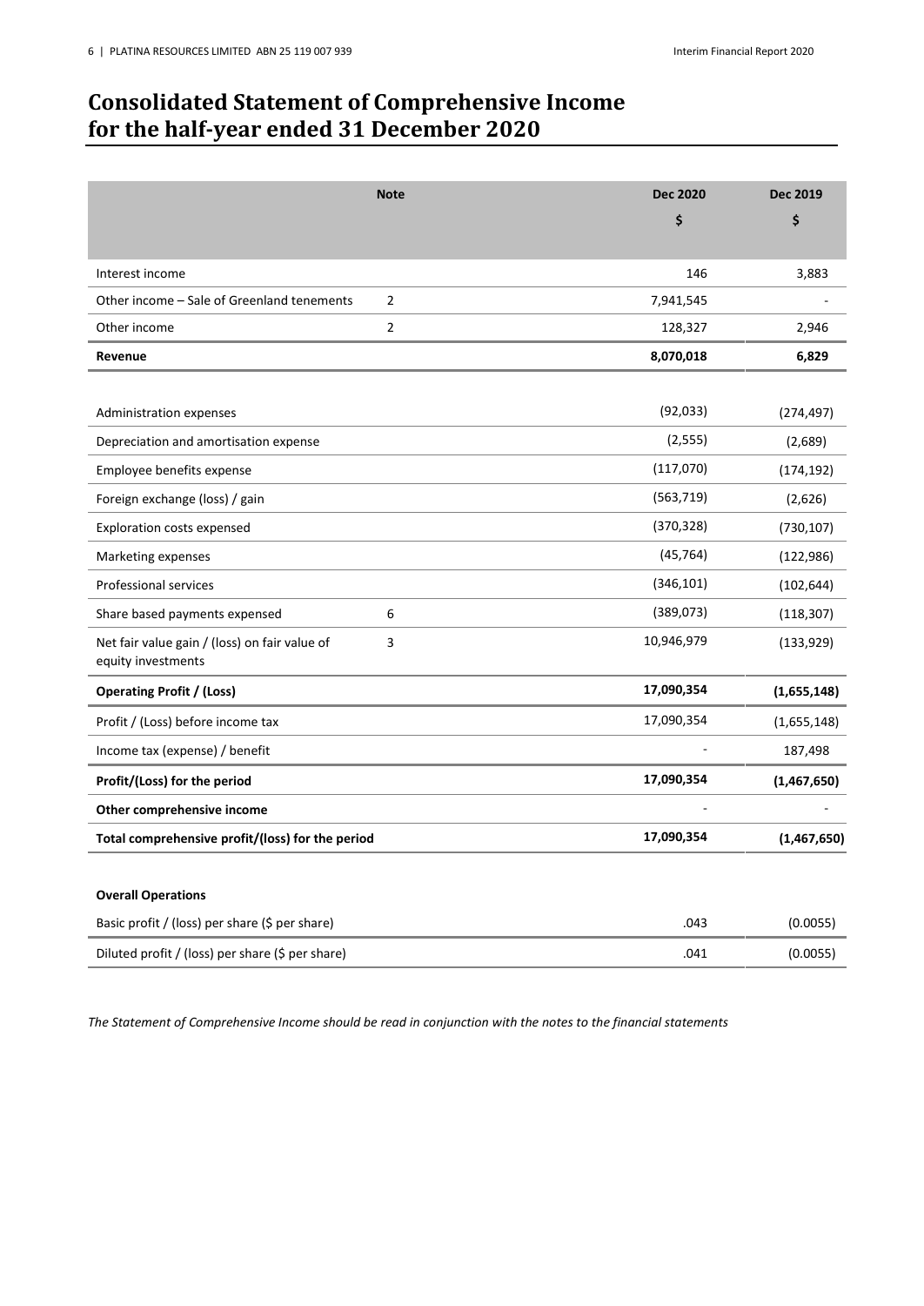# Consolidated Statement of Comprehensive Income for the half-year ended 31 December 2020

| | Note | Dec 2020 | Dec 2019 |
|---|---|---|---|
| | | $ | $ |
| Interest income | | 146 | 3,883 |
| Other income – Sale of Greenland tenements | 2 | 7,941,545 | - |
| Other income | 2 | 128,327 | 2,946 |
| **Revenue** | | **8,070,018** | **6,829** |
| | | | |
| Administration expenses | | (92,033) | (274,497) |
| Depreciation and amortisation expense | | (2,555) | (2,689) |
| Employee benefits expense | | (117,070) | (174,192) |
| Foreign exchange (loss) / gain | | (563,719) | (2,626) |
| Exploration costs expensed | | (370,328) | (730,107) |
| Marketing expenses | | (45,764) | (122,986) |
| Professional services | | (346,101) | (102,644) |
| Share based payments expensed | 6 | (389,073) | (118,307) |
| Net fair value gain / (loss) on fair value of equity investments | 3 | 10,946,979 | (133,929) |
| **Operating Profit / (Loss)** | | **17,090,354** | **(1,655,148)** |
| Profit / (Loss) before income tax | | 17,090,354 | (1,655,148) |
| Income tax (expense) / benefit | | - | 187,498 |
| **Profit/(Loss) for the period** | | **17,090,354** | **(1,467,650)** |
| **Other comprehensive income** | | - | - |
| **Total comprehensive profit/(loss) for the period** | | **17,090,354** | **(1,467,650)** |
| | | | |
| **Overall Operations** | | | |
| Basic profit / (loss) per share ($ per share) | | .043 | (0.0055) |
| Diluted profit / (loss) per share ($ per share) | | .041 | (0.0055) |

*The Statement of Comprehensive Income should be read in conjunction with the notes to the financial statements*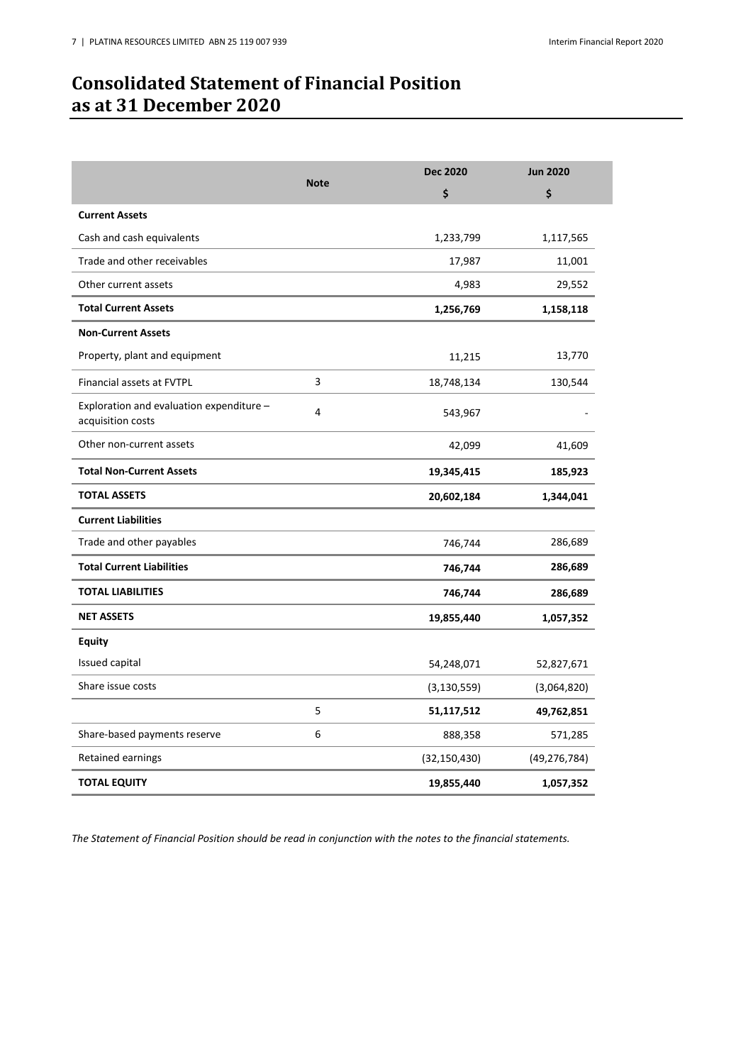# Consolidated Statement of Financial Position as at 31 December 2020

| | Note | Dec 2020 | Jun 2020 |
|---|---|---|---|
| | | $ | $ |
| **Current Assets** | | | |
| Cash and cash equivalents | | 1,233,799 | 1,117,565 |
| Trade and other receivables | | 17,987 | 11,001 |
| Other current assets | | 4,983 | 29,552 |
| **Total Current Assets** | | **1,256,769** | **1,158,118** |
| **Non-Current Assets** | | | |
| Property, plant and equipment | | 11,215 | 13,770 |
| Financial assets at FVTPL | 3 | 18,748,134 | 130,544 |
| Exploration and evaluation expenditure – acquisition costs | 4 | 543,967 | - |
| Other non-current assets | | 42,099 | 41,609 |
| **Total Non-Current Assets** | | **19,345,415** | **185,923** |
| **TOTAL ASSETS** | | **20,602,184** | **1,344,041** |
| **Current Liabilities** | | | |
| Trade and other payables | | 746,744 | 286,689 |
| **Total Current Liabilities** | | **746,744** | **286,689** |
| **TOTAL LIABILITIES** | | **746,744** | **286,689** |
| **NET ASSETS** | | **19,855,440** | **1,057,352** |
| **Equity** | | | |
| Issued capital | | 54,248,071 | 52,827,671 |
| Share issue costs | | (3,130,559) | (3,064,820) |
| | 5 | **51,117,512** | **49,762,851** |
| Share-based payments reserve | 6 | 888,358 | 571,285 |
| Retained earnings | | (32,150,430) | (49,276,784) |
| **TOTAL EQUITY** | | **19,855,440** | **1,057,352** |

*The Statement of Financial Position should be read in conjunction with the notes to the financial statements.*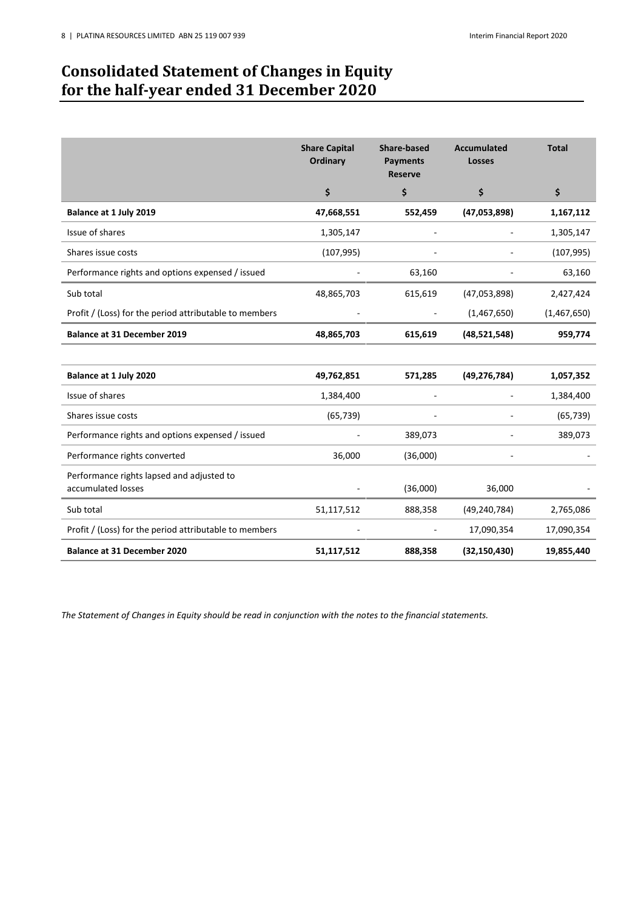# Consolidated Statement of Changes in Equity for the half-year ended 31 December 2020

| | Share Capital Ordinary | Share-based Payments Reserve | Accumulated Losses | Total |
|---|---|---|---|---|
| | $ | $ | $ | $ |
| **Balance at 1 July 2019** | **47,668,551** | **552,459** | **(47,053,898)** | **1,167,112** |
| Issue of shares | 1,305,147 | - | - | 1,305,147 |
| Shares issue costs | (107,995) | - | - | (107,995) |
| Performance rights and options expensed / issued | - | 63,160 | - | 63,160 |
| Sub total | 48,865,703 | 615,619 | (47,053,898) | 2,427,424 |
| Profit / (Loss) for the period attributable to members | - | - | (1,467,650) | (1,467,650) |
| **Balance at 31 December 2019** | **48,865,703** | **615,619** | **(48,521,548)** | **959,774** |
| | | | | |
| **Balance at 1 July 2020** | **49,762,851** | **571,285** | **(49,276,784)** | **1,057,352** |
| Issue of shares | 1,384,400 | - | - | 1,384,400 |
| Shares issue costs | (65,739) | - | - | (65,739) |
| Performance rights and options expensed / issued | - | 389,073 | - | 389,073 |
| Performance rights converted | 36,000 | (36,000) | - | - |
| Performance rights lapsed and adjusted to accumulated losses | - | (36,000) | 36,000 | - |
| Sub total | 51,117,512 | 888,358 | (49,240,784) | 2,765,086 |
| Profit / (Loss) for the period attributable to members | - | - | 17,090,354 | 17,090,354 |
| **Balance at 31 December 2020** | **51,117,512** | **888,358** | **(32,150,430)** | **19,855,440** |

*The Statement of Changes in Equity should be read in conjunction with the notes to the financial statements.*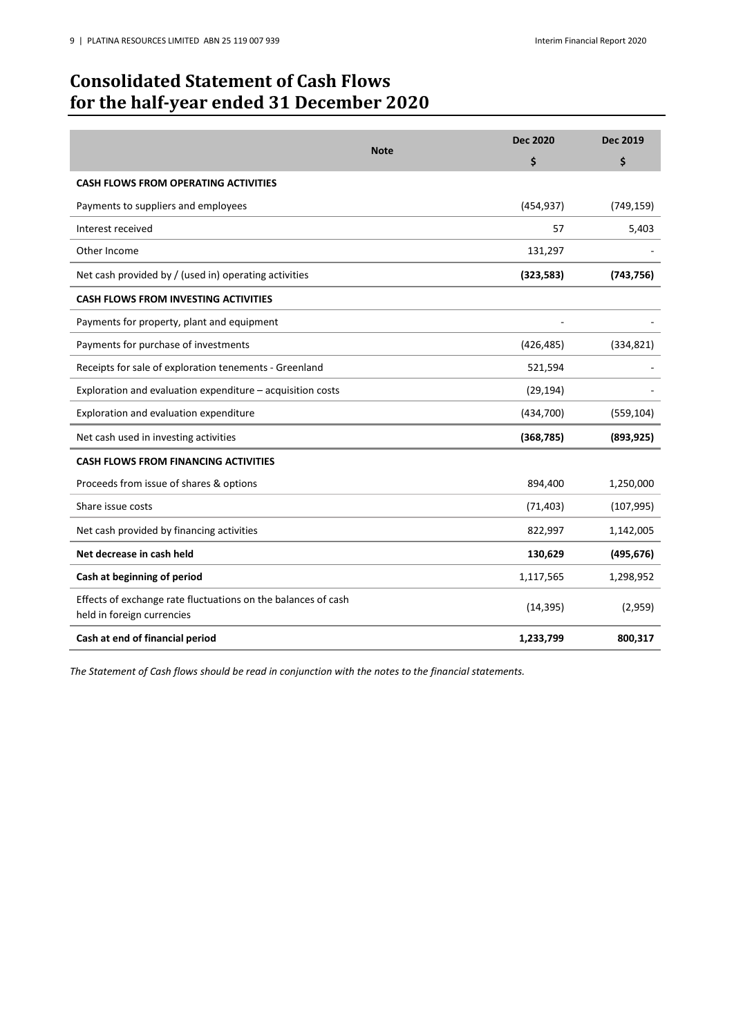# Consolidated Statement of Cash Flows for the half-year ended 31 December 2020

| | Note | Dec 2020 $ | Dec 2019 $ |
|---|---|---|---|
| **CASH FLOWS FROM OPERATING ACTIVITIES** | | | |
| Payments to suppliers and employees | | (454,937) | (749,159) |
| Interest received | | 57 | 5,403 |
| Other Income | | 131,297 | - |
| Net cash provided by / (used in) operating activities | | **(323,583)** | **(743,756)** |
| **CASH FLOWS FROM INVESTING ACTIVITIES** | | | |
| Payments for property, plant and equipment | | - | - |
| Payments for purchase of investments | | (426,485) | (334,821) |
| Receipts for sale of exploration tenements - Greenland | | 521,594 | - |
| Exploration and evaluation expenditure – acquisition costs | | (29,194) | - |
| Exploration and evaluation expenditure | | (434,700) | (559,104) |
| Net cash used in investing activities | | **(368,785)** | **(893,925)** |
| **CASH FLOWS FROM FINANCING ACTIVITIES** | | | |
| Proceeds from issue of shares & options | | 894,400 | 1,250,000 |
| Share issue costs | | (71,403) | (107,995) |
| Net cash provided by financing activities | | 822,997 | 1,142,005 |
| **Net decrease in cash held** | | **130,629** | **(495,676)** |
| **Cash at beginning of period** | | 1,117,565 | 1,298,952 |
| Effects of exchange rate fluctuations on the balances of cash held in foreign currencies | | (14,395) | (2,959) |
| **Cash at end of financial period** | | **1,233,799** | **800,317** |

*The Statement of Cash flows should be read in conjunction with the notes to the financial statements.*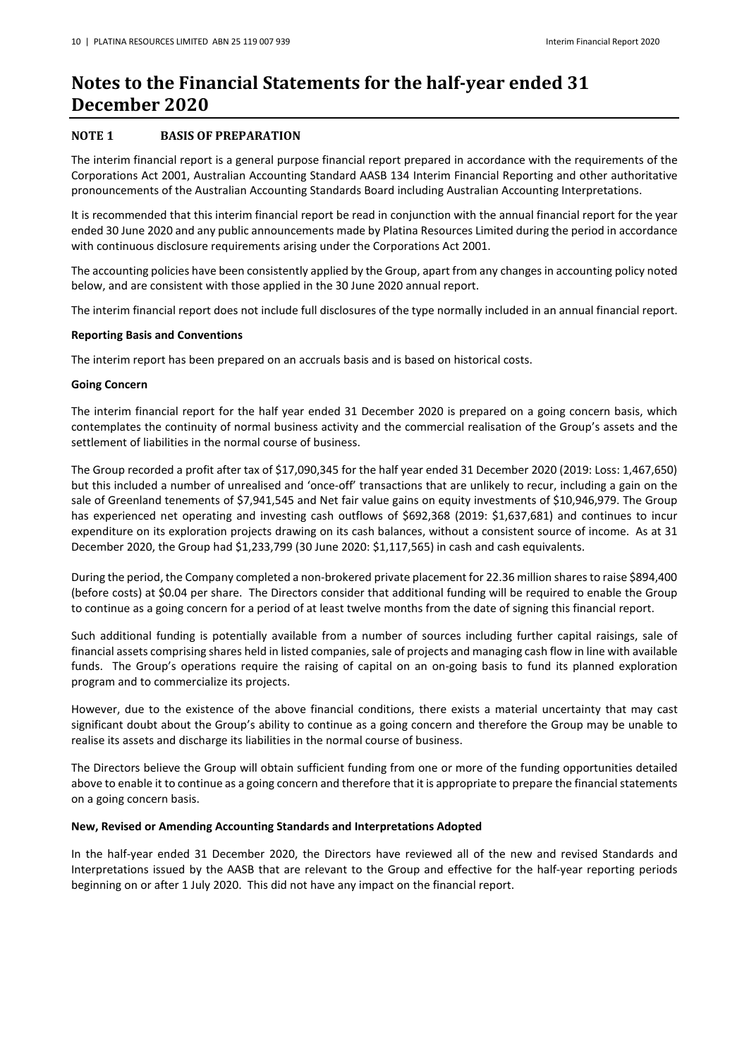# Notes to the Financial Statements for the half-year ended 31 December 2020

## NOTE 1 BASIS OF PREPARATION

The interim financial report is a general purpose financial report prepared in accordance with the requirements of the Corporations Act 2001, Australian Accounting Standard AASB 134 Interim Financial Reporting and other authoritative pronouncements of the Australian Accounting Standards Board including Australian Accounting Interpretations.

It is recommended that this interim financial report be read in conjunction with the annual financial report for the year ended 30 June 2020 and any public announcements made by Platina Resources Limited during the period in accordance with continuous disclosure requirements arising under the Corporations Act 2001.

The accounting policies have been consistently applied by the Group, apart from any changes in accounting policy noted below, and are consistent with those applied in the 30 June 2020 annual report.

The interim financial report does not include full disclosures of the type normally included in an annual financial report.

**Reporting Basis and Conventions**

The interim report has been prepared on an accruals basis and is based on historical costs.

**Going Concern**

The interim financial report for the half year ended 31 December 2020 is prepared on a going concern basis, which contemplates the continuity of normal business activity and the commercial realisation of the Group's assets and the settlement of liabilities in the normal course of business.

The Group recorded a profit after tax of $17,090,345 for the half year ended 31 December 2020 (2019: Loss: 1,467,650) but this included a number of unrealised and 'once-off' transactions that are unlikely to recur, including a gain on the sale of Greenland tenements of $7,941,545 and Net fair value gains on equity investments of $10,946,979. The Group has experienced net operating and investing cash outflows of $692,368 (2019: $1,637,681) and continues to incur expenditure on its exploration projects drawing on its cash balances, without a consistent source of income. As at 31 December 2020, the Group had $1,233,799 (30 June 2020: $1,117,565) in cash and cash equivalents.

During the period, the Company completed a non-brokered private placement for 22.36 million shares to raise $894,400 (before costs) at $0.04 per share. The Directors consider that additional funding will be required to enable the Group to continue as a going concern for a period of at least twelve months from the date of signing this financial report.

Such additional funding is potentially available from a number of sources including further capital raisings, sale of financial assets comprising shares held in listed companies, sale of projects and managing cash flow in line with available funds. The Group's operations require the raising of capital on an on-going basis to fund its planned exploration program and to commercialize its projects.

However, due to the existence of the above financial conditions, there exists a material uncertainty that may cast significant doubt about the Group's ability to continue as a going concern and therefore the Group may be unable to realise its assets and discharge its liabilities in the normal course of business.

The Directors believe the Group will obtain sufficient funding from one or more of the funding opportunities detailed above to enable it to continue as a going concern and therefore that it is appropriate to prepare the financial statements on a going concern basis.

**New, Revised or Amending Accounting Standards and Interpretations Adopted**

In the half-year ended 31 December 2020, the Directors have reviewed all of the new and revised Standards and Interpretations issued by the AASB that are relevant to the Group and effective for the half-year reporting periods beginning on or after 1 July 2020. This did not have any impact on the financial report.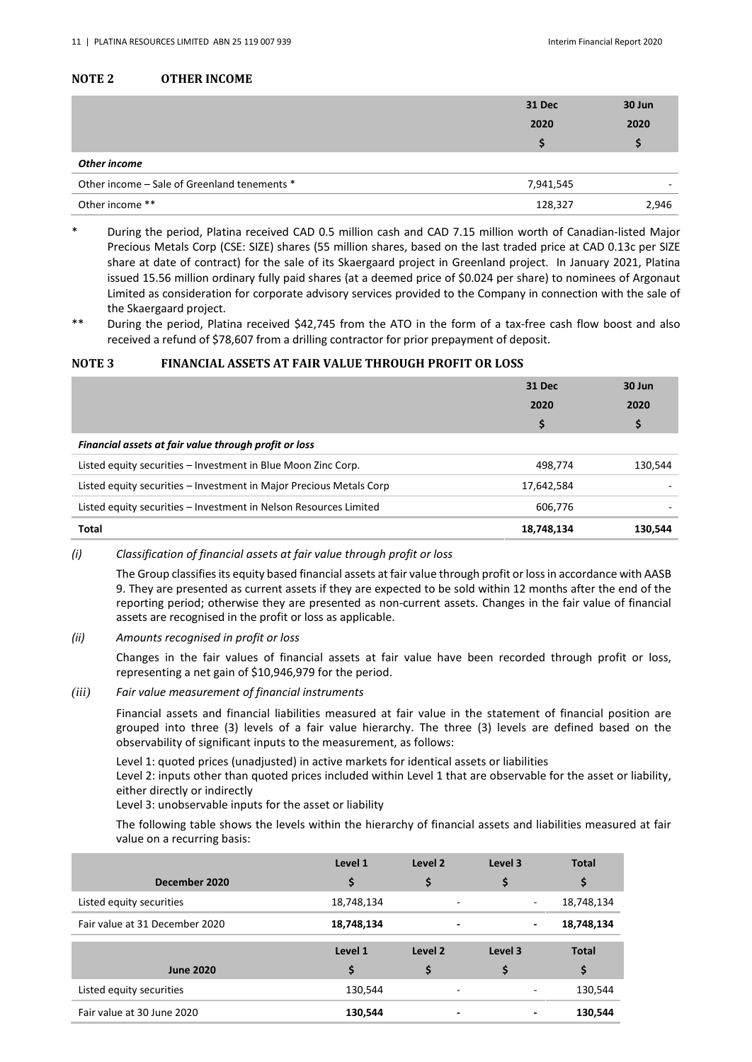## NOTE 2 OTHER INCOME

| | 31 Dec 2020 $ | 30 Jun 2020 $ |
|---|---|---|
| ***Other income*** | | |
| Other income – Sale of Greenland tenements * | 7,941,545 | - |
| Other income ** | 128,327 | 2,946 |

\* During the period, Platina received CAD 0.5 million cash and CAD 7.15 million worth of Canadian-listed Major Precious Metals Corp (CSE: SIZE) shares (55 million shares, based on the last traded price at CAD 0.13c per SIZE share at date of contract) for the sale of its Skaergaard project in Greenland project. In January 2021, Platina issued 15.56 million ordinary fully paid shares (at a deemed price of $0.024 per share) to nominees of Argonaut Limited as consideration for corporate advisory services provided to the Company in connection with the sale of the Skaergaard project.

\** During the period, Platina received $42,745 from the ATO in the form of a tax-free cash flow boost and also received a refund of $78,607 from a drilling contractor for prior prepayment of deposit.

## NOTE 3 FINANCIAL ASSETS AT FAIR VALUE THROUGH PROFIT OR LOSS

| | 31 Dec 2020 $ | 30 Jun 2020 $ |
|---|---|---|
| ***Financial assets at fair value through profit or loss*** | | |
| Listed equity securities – Investment in Blue Moon Zinc Corp. | 498,774 | 130,544 |
| Listed equity securities – Investment in Major Precious Metals Corp | 17,642,584 | - |
| Listed equity securities – Investment in Nelson Resources Limited | 606,776 | - |
| **Total** | **18,748,134** | **130,544** |

*(i) Classification of financial assets at fair value through profit or loss*

The Group classifies its equity based financial assets at fair value through profit or loss in accordance with AASB 9. They are presented as current assets if they are expected to be sold within 12 months after the end of the reporting period; otherwise they are presented as non-current assets. Changes in the fair value of financial assets are recognised in the profit or loss as applicable.

*(ii) Amounts recognised in profit or loss*

Changes in the fair values of financial assets at fair value have been recorded through profit or loss, representing a net gain of $10,946,979 for the period.

*(iii) Fair value measurement of financial instruments*

Financial assets and financial liabilities measured at fair value in the statement of financial position are grouped into three (3) levels of a fair value hierarchy. The three (3) levels are defined based on the observability of significant inputs to the measurement, as follows:

Level 1: quoted prices (unadjusted) in active markets for identical assets or liabilities
Level 2: inputs other than quoted prices included within Level 1 that are observable for the asset or liability, either directly or indirectly
Level 3: unobservable inputs for the asset or liability

The following table shows the levels within the hierarchy of financial assets and liabilities measured at fair value on a recurring basis:

| December 2020 | Level 1 $ | Level 2 $ | Level 3 $ | Total $ |
|---|---|---|---|---|
| Listed equity securities | 18,748,134 | - | - | 18,748,134 |
| Fair value at 31 December 2020 | **18,748,134** | **-** | **-** | **18,748,134** |

| June 2020 | Level 1 $ | Level 2 $ | Level 3 $ | Total $ |
|---|---|---|---|---|
| Listed equity securities | 130,544 | - | - | 130,544 |
| Fair value at 30 June 2020 | **130,544** | **-** | **-** | **130,544** |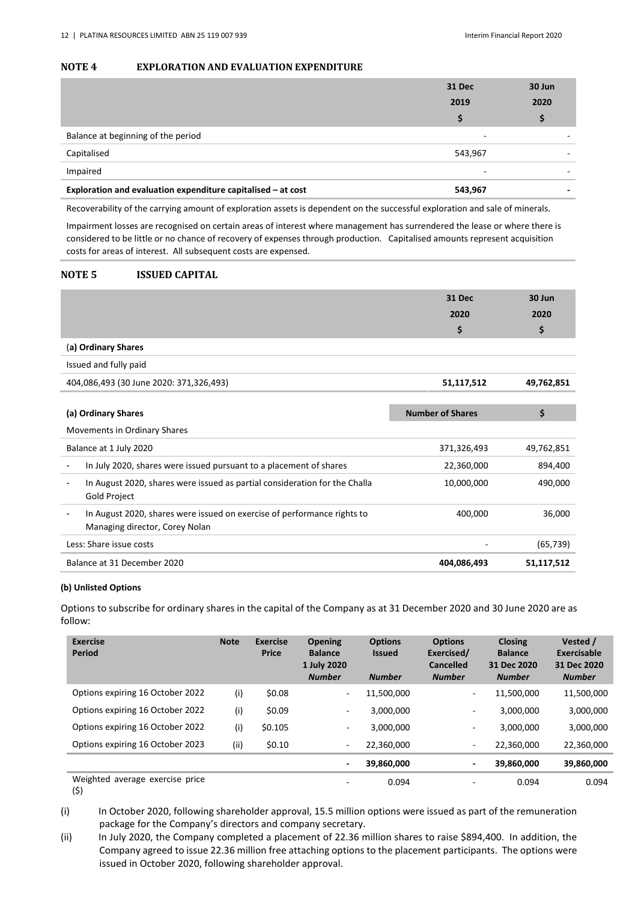## NOTE 4 EXPLORATION AND EVALUATION EXPENDITURE

| | 31 Dec 2019 $ | 30 Jun 2020 $ |
|---|---|---|
| Balance at beginning of the period | - | - |
| Capitalised | 543,967 | - |
| Impaired | - | - |
| **Exploration and evaluation expenditure capitalised – at cost** | **543,967** | **-** |

Recoverability of the carrying amount of exploration assets is dependent on the successful exploration and sale of minerals.

Impairment losses are recognised on certain areas of interest where management has surrendered the lease or where there is considered to be little or no chance of recovery of expenses through production. Capitalised amounts represent acquisition costs for areas of interest. All subsequent costs are expensed.

## NOTE 5 ISSUED CAPITAL

| | 31 Dec 2020 $ | 30 Jun 2020 $ |
|---|---|---|
| (**a) Ordinary Shares** | | |
| Issued and fully paid | | |
| 404,086,493 (30 June 2020: 371,326,493) | **51,117,512** | **49,762,851** |

| **(a) Ordinary Shares** | **Number of Shares** | **$** |
|---|---|---|
| Movements in Ordinary Shares | | |
| Balance at 1 July 2020 | 371,326,493 | 49,762,851 |
| - In July 2020, shares were issued pursuant to a placement of shares | 22,360,000 | 894,400 |
| - In August 2020, shares were issued as partial consideration for the Challa Gold Project | 10,000,000 | 490,000 |
| - In August 2020, shares were issued on exercise of performance rights to Managing director, Corey Nolan | 400,000 | 36,000 |
| Less: Share issue costs | - | (65,739) |
| Balance at 31 December 2020 | **404,086,493** | **51,117,512** |

**(b) Unlisted Options**

Options to subscribe for ordinary shares in the capital of the Company as at 31 December 2020 and 30 June 2020 are as follow:

| **Exercise Period** | **Note** | **Exercise Price** | **Opening Balance 1 July 2020** *Number* | **Options Issued** *Number* | **Options Exercised/ Cancelled** *Number* | **Closing Balance 31 Dec 2020** *Number* | **Vested / Exercisable 31 Dec 2020** *Number* |
|---|---|---|---|---|---|---|---|
| Options expiring 16 October 2022 | (i) | $0.08 | - | 11,500,000 | - | 11,500,000 | 11,500,000 |
| Options expiring 16 October 2022 | (i) | $0.09 | - | 3,000,000 | - | 3,000,000 | 3,000,000 |
| Options expiring 16 October 2022 | (i) | $0.105 | - | 3,000,000 | - | 3,000,000 | 3,000,000 |
| Options expiring 16 October 2023 | (ii) | $0.10 | - | 22,360,000 | - | 22,360,000 | 22,360,000 |
| | | | **-** | **39,860,000** | **-** | **39,860,000** | **39,860,000** |
| Weighted average exercise price ($) | | | - | 0.094 | - | 0.094 | 0.094 |

(i) In October 2020, following shareholder approval, 15.5 million options were issued as part of the remuneration package for the Company's directors and company secretary.

(ii) In July 2020, the Company completed a placement of 22.36 million shares to raise $894,400. In addition, the Company agreed to issue 22.36 million free attaching options to the placement participants. The options were issued in October 2020, following shareholder approval.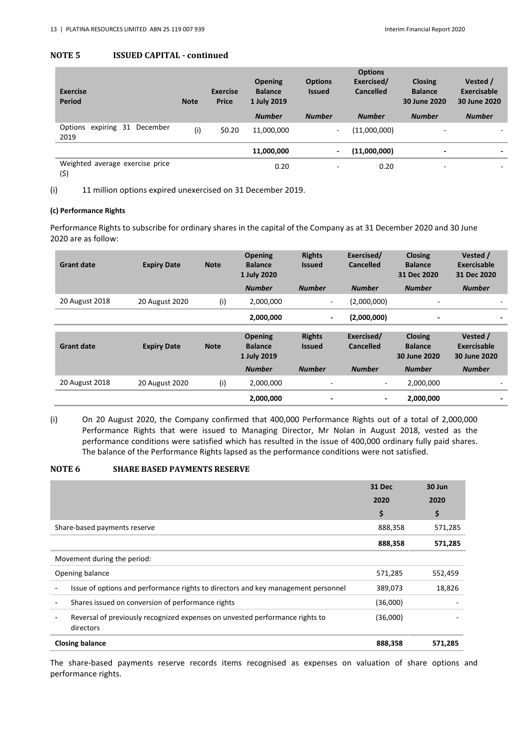## NOTE 5 ISSUED CAPITAL - continued

| Exercise Period | Note | Exercise Price | Opening Balance 1 July 2019 | Options Issued | Options Exercised/ Cancelled | Closing Balance 30 June 2020 | Vested / Exercisable 30 June 2020 |
|---|---|---|---|---|---|---|---|
| | | | *Number* | *Number* | *Number* | *Number* | *Number* |
| Options expiring 31 December 2019 | (i) | $0.20 | 11,000,000 | - | (11,000,000) | - | - |
| | | | **11,000,000** | **-** | **(11,000,000)** | **-** | **-** |
| Weighted average exercise price ($) | | | 0.20 | - | 0.20 | - | - |

(i) 11 million options expired unexercised on 31 December 2019.

**(c) Performance Rights**

Performance Rights to subscribe for ordinary shares in the capital of the Company as at 31 December 2020 and 30 June 2020 are as follow:

| Grant date | Expiry Date | Note | Opening Balance 1 July 2020 | Rights Issued | Exercised/ Cancelled | Closing Balance 31 Dec 2020 | Vested / Exercisable 31 Dec 2020 |
|---|---|---|---|---|---|---|---|
| | | | *Number* | *Number* | *Number* | *Number* | *Number* |
| 20 August 2018 | 20 August 2020 | (i) | 2,000,000 | - | (2,000,000) | - | - |
| | | | **2,000,000** | **-** | **(2,000,000)** | **-** | **-** |

| Grant date | Expiry Date | Note | Opening Balance 1 July 2019 | Rights Issued | Exercised/ Cancelled | Closing Balance 30 June 2020 | Vested / Exercisable 30 June 2020 |
|---|---|---|---|---|---|---|---|
| | | | *Number* | *Number* | *Number* | *Number* | *Number* |
| 20 August 2018 | 20 August 2020 | (i) | 2,000,000 | - | - | 2,000,000 | - |
| | | | **2,000,000** | **-** | **-** | **2,000,000** | **-** |

(i) On 20 August 2020, the Company confirmed that 400,000 Performance Rights out of a total of 2,000,000 Performance Rights that were issued to Managing Director, Mr Nolan in August 2018, vested as the performance conditions were satisfied which has resulted in the issue of 400,000 ordinary fully paid shares. The balance of the Performance Rights lapsed as the performance conditions were not satisfied.

## NOTE 6 SHARE BASED PAYMENTS RESERVE

| | 31 Dec 2020 | 30 Jun 2020 |
|---|---|---|
| | $ | $ |
| Share-based payments reserve | 888,358 | 571,285 |
| | **888,358** | **571,285** |
| Movement during the period: | | |
| Opening balance | 571,285 | 552,459 |
| - Issue of options and performance rights to directors and key management personnel | 389,073 | 18,826 |
| - Shares issued on conversion of performance rights | (36,000) | - |
| - Reversal of previously recognized expenses on unvested performance rights to directors | (36,000) | - |
| **Closing balance** | **888,358** | **571,285** |

The share-based payments reserve records items recognised as expenses on valuation of share options and performance rights.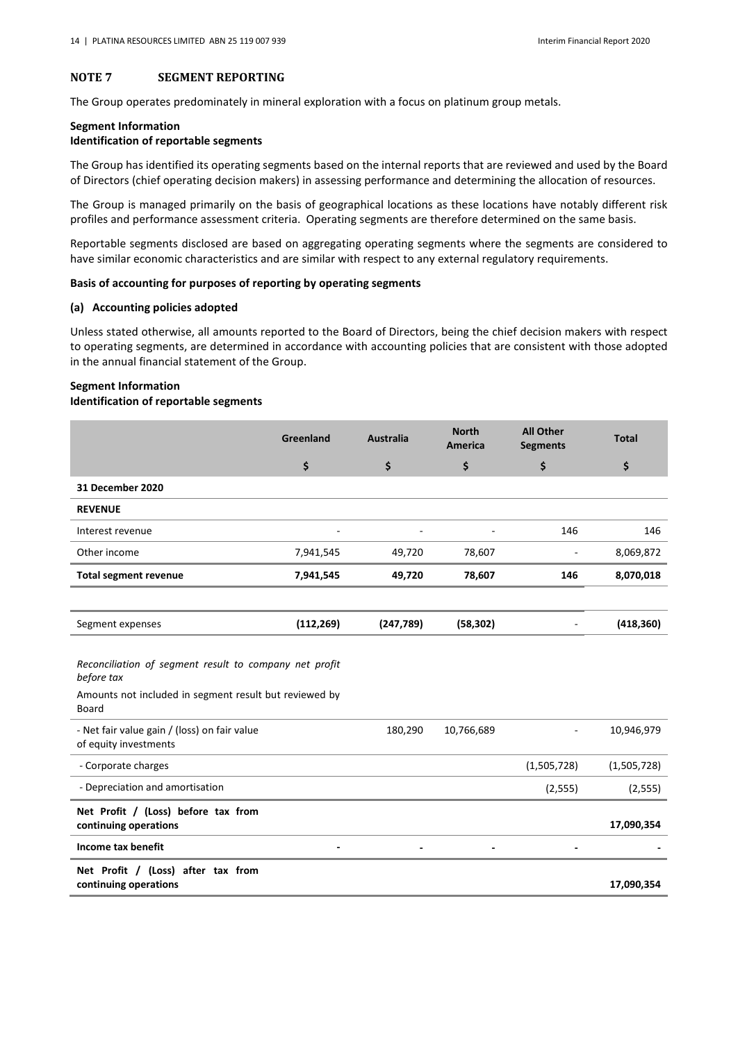## NOTE 7 SEGMENT REPORTING

The Group operates predominately in mineral exploration with a focus on platinum group metals.

**Segment Information**
**Identification of reportable segments**

The Group has identified its operating segments based on the internal reports that are reviewed and used by the Board of Directors (chief operating decision makers) in assessing performance and determining the allocation of resources.

The Group is managed primarily on the basis of geographical locations as these locations have notably different risk profiles and performance assessment criteria. Operating segments are therefore determined on the same basis.

Reportable segments disclosed are based on aggregating operating segments where the segments are considered to have similar economic characteristics and are similar with respect to any external regulatory requirements.

**Basis of accounting for purposes of reporting by operating segments**

**(a) Accounting policies adopted**

Unless stated otherwise, all amounts reported to the Board of Directors, being the chief decision makers with respect to operating segments, are determined in accordance with accounting policies that are consistent with those adopted in the annual financial statement of the Group.

**Segment Information**
**Identification of reportable segments**

| | Greenland | Australia | North America | All Other Segments | Total |
|---|---|---|---|---|---|
| | $ | $ | $ | $ | $ |
| **31 December 2020** | | | | | |
| **REVENUE** | | | | | |
| Interest revenue | - | - | - | 146 | 146 |
| Other income | 7,941,545 | 49,720 | 78,607 | - | 8,069,872 |
| **Total segment revenue** | **7,941,545** | **49,720** | **78,607** | **146** | **8,070,018** |
| | | | | | |
| Segment expenses | **(112,269)** | **(247,789)** | **(58,302)** | - | **(418,360)** |
| *Reconciliation of segment result to company net profit before tax* | | | | | |
| Amounts not included in segment result but reviewed by Board | | | | | |
| - Net fair value gain / (loss) on fair value of equity investments | | 180,290 | 10,766,689 | - | 10,946,979 |
| - Corporate charges | | | | (1,505,728) | (1,505,728) |
| - Depreciation and amortisation | | | | (2,555) | (2,555) |
| **Net Profit / (Loss) before tax from continuing operations** | | | | | **17,090,354** |
| **Income tax benefit** | **-** | **-** | **-** | **-** | **-** |
| **Net Profit / (Loss) after tax from continuing operations** | | | | | **17,090,354** |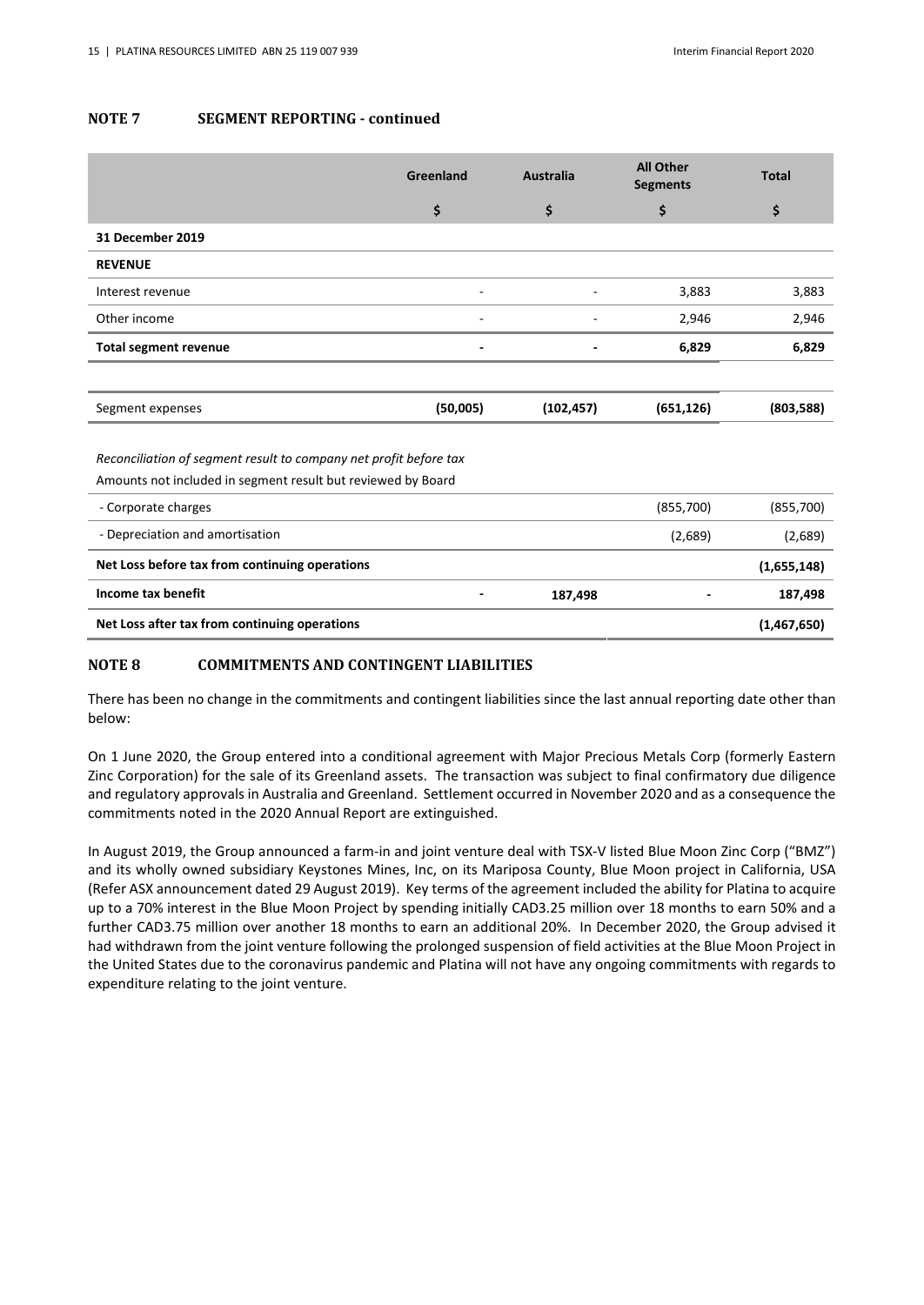## NOTE 7 SEGMENT REPORTING - continued

| | Greenland | Australia | All Other Segments | Total |
|---|---|---|---|---|
| | $ | $ | $ | $ |
| **31 December 2019** | | | | |
| **REVENUE** | | | | |
| Interest revenue | - | - | 3,883 | 3,883 |
| Other income | - | - | 2,946 | 2,946 |
| **Total segment revenue** | **-** | **-** | **6,829** | **6,829** |
| | | | | |
| Segment expenses | **(50,005)** | **(102,457)** | **(651,126)** | **(803,588)** |
| | | | | |
| *Reconciliation of segment result to company net profit before tax* | | | | |
| Amounts not included in segment result but reviewed by Board | | | | |
| - Corporate charges | | | (855,700) | (855,700) |
| - Depreciation and amortisation | | | (2,689) | (2,689) |
| **Net Loss before tax from continuing operations** | | | | **(1,655,148)** |
| **Income tax benefit** | **-** | **187,498** | **-** | **187,498** |
| **Net Loss after tax from continuing operations** | | | | **(1,467,650)** |

## NOTE 8 COMMITMENTS AND CONTINGENT LIABILITIES

There has been no change in the commitments and contingent liabilities since the last annual reporting date other than below:

On 1 June 2020, the Group entered into a conditional agreement with Major Precious Metals Corp (formerly Eastern Zinc Corporation) for the sale of its Greenland assets. The transaction was subject to final confirmatory due diligence and regulatory approvals in Australia and Greenland. Settlement occurred in November 2020 and as a consequence the commitments noted in the 2020 Annual Report are extinguished.

In August 2019, the Group announced a farm-in and joint venture deal with TSX-V listed Blue Moon Zinc Corp ("BMZ") and its wholly owned subsidiary Keystones Mines, Inc, on its Mariposa County, Blue Moon project in California, USA (Refer ASX announcement dated 29 August 2019). Key terms of the agreement included the ability for Platina to acquire up to a 70% interest in the Blue Moon Project by spending initially CAD3.25 million over 18 months to earn 50% and a further CAD3.75 million over another 18 months to earn an additional 20%. In December 2020, the Group advised it had withdrawn from the joint venture following the prolonged suspension of field activities at the Blue Moon Project in the United States due to the coronavirus pandemic and Platina will not have any ongoing commitments with regards to expenditure relating to the joint venture.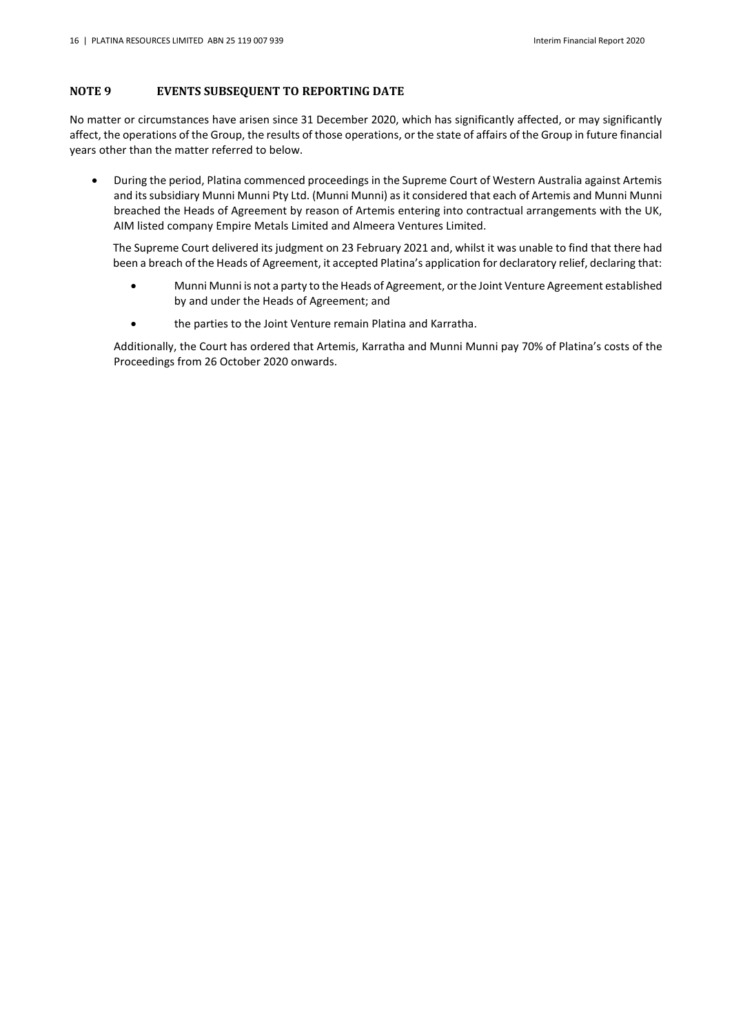## NOTE 9 EVENTS SUBSEQUENT TO REPORTING DATE

No matter or circumstances have arisen since 31 December 2020, which has significantly affected, or may significantly affect, the operations of the Group, the results of those operations, or the state of affairs of the Group in future financial years other than the matter referred to below.

- During the period, Platina commenced proceedings in the Supreme Court of Western Australia against Artemis and its subsidiary Munni Munni Pty Ltd. (Munni Munni) as it considered that each of Artemis and Munni Munni breached the Heads of Agreement by reason of Artemis entering into contractual arrangements with the UK, AIM listed company Empire Metals Limited and Almeera Ventures Limited.

  The Supreme Court delivered its judgment on 23 February 2021 and, whilst it was unable to find that there had been a breach of the Heads of Agreement, it accepted Platina's application for declaratory relief, declaring that:

  - Munni Munni is not a party to the Heads of Agreement, or the Joint Venture Agreement established by and under the Heads of Agreement; and
  - the parties to the Joint Venture remain Platina and Karratha.

  Additionally, the Court has ordered that Artemis, Karratha and Munni Munni pay 70% of Platina's costs of the Proceedings from 26 October 2020 onwards.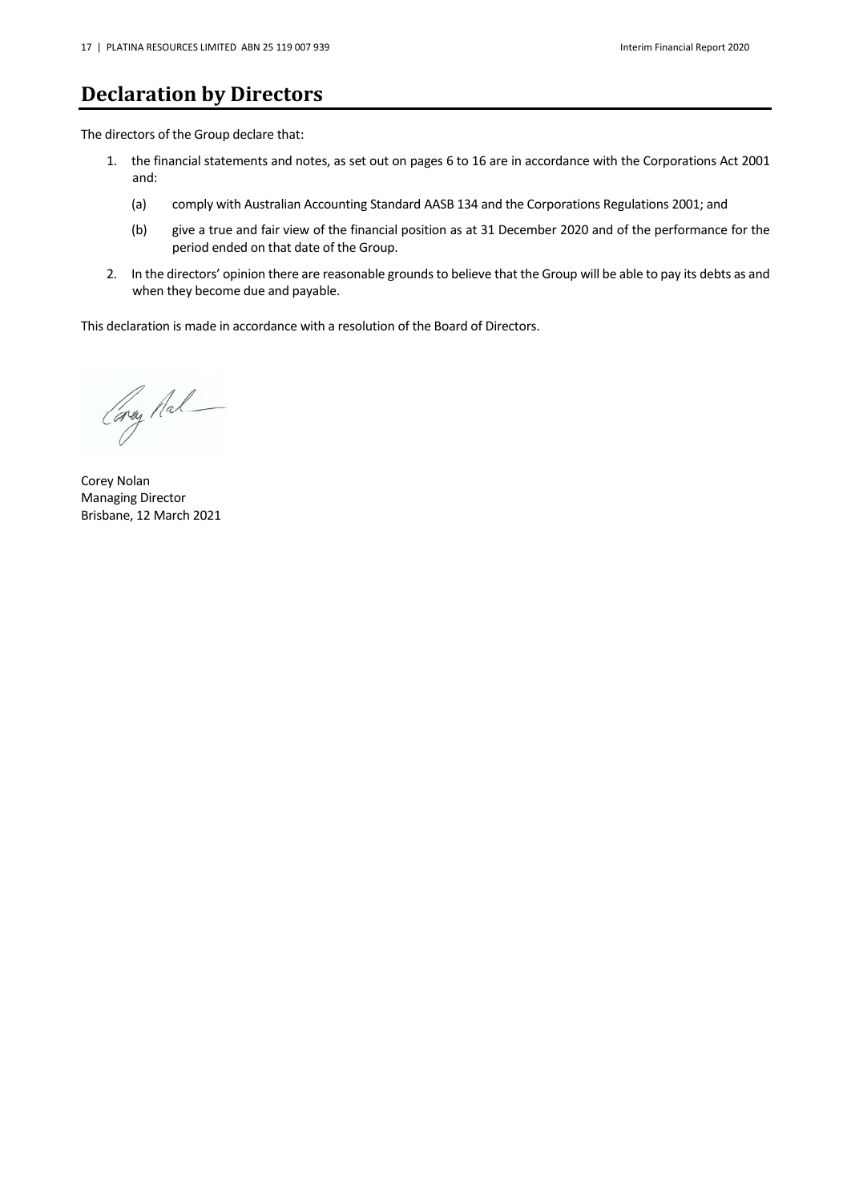# Declaration by Directors

The directors of the Group declare that:

1. the financial statements and notes, as set out on pages 6 to 16 are in accordance with the Corporations Act 2001 and:

   (a) comply with Australian Accounting Standard AASB 134 and the Corporations Regulations 2001; and

   (b) give a true and fair view of the financial position as at 31 December 2020 and of the performance for the period ended on that date of the Group.

2. In the directors' opinion there are reasonable grounds to believe that the Group will be able to pay its debts as and when they become due and payable.

This declaration is made in accordance with a resolution of the Board of Directors.

Corey Nolan
Managing Director
Brisbane, 12 March 2021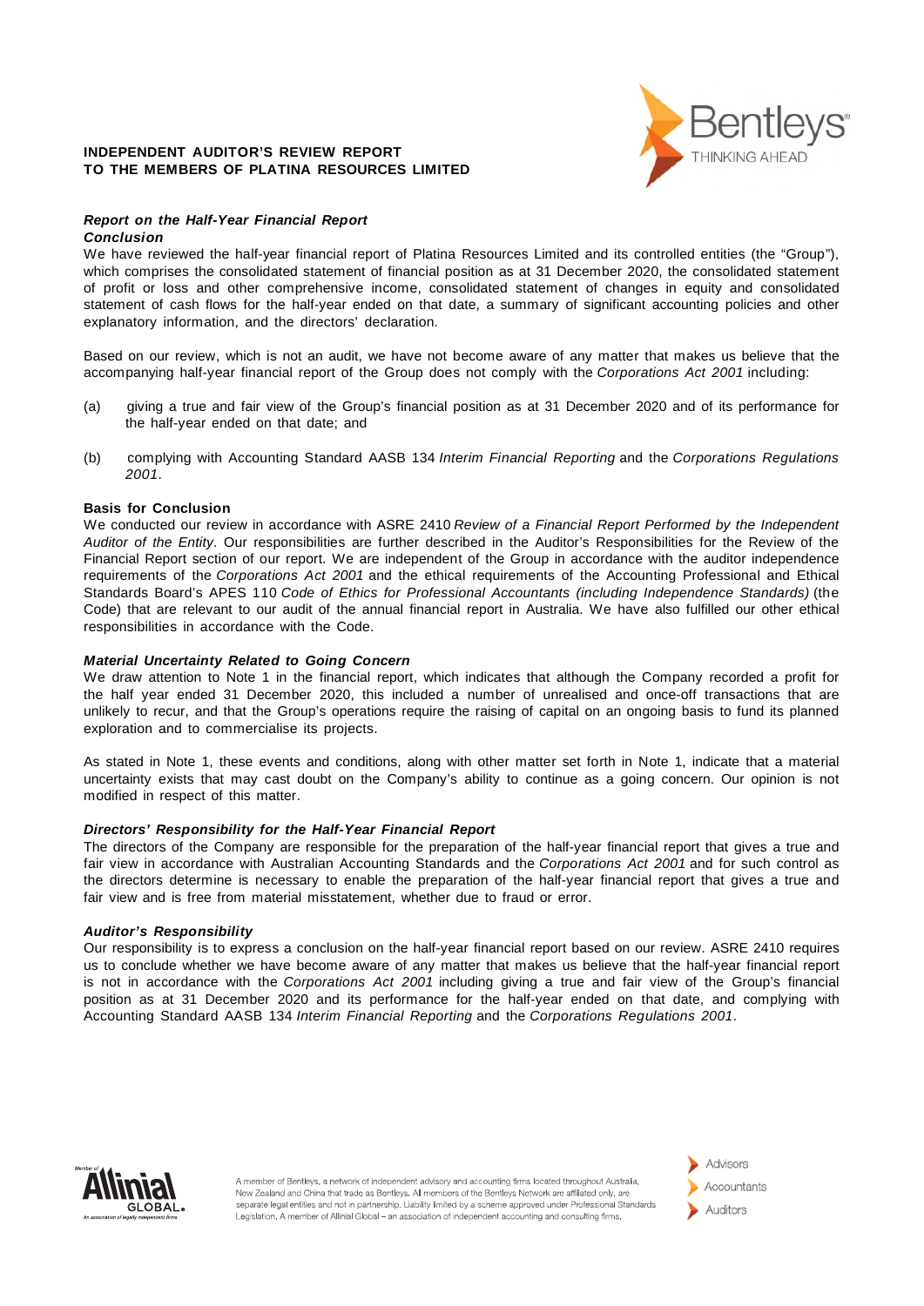**INDEPENDENT AUDITOR'S REVIEW REPORT TO THE MEMBERS OF PLATINA RESOURCES LIMITED**

***Report on the Half-Year Financial Report***

***Conclusion***

We have reviewed the half-year financial report of Platina Resources Limited and its controlled entities (the "Group"), which comprises the consolidated statement of financial position as at 31 December 2020, the consolidated statement of profit or loss and other comprehensive income, consolidated statement of changes in equity and consolidated statement of cash flows for the half-year ended on that date, a summary of significant accounting policies and other explanatory information, and the directors' declaration.

Based on our review, which is not an audit, we have not become aware of any matter that makes us believe that the accompanying half-year financial report of the Group does not comply with the *Corporations Act 2001* including:

(a) giving a true and fair view of the Group's financial position as at 31 December 2020 and of its performance for the half-year ended on that date; and

(b) complying with Accounting Standard AASB 134 *Interim Financial Reporting* and the *Corporations Regulations 2001*.

**Basis for Conclusion**

We conducted our review in accordance with ASRE 2410 *Review of a Financial Report Performed by the Independent Auditor of the Entity*. Our responsibilities are further described in the Auditor's Responsibilities for the Review of the Financial Report section of our report. We are independent of the Group in accordance with the auditor independence requirements of the *Corporations Act 2001* and the ethical requirements of the Accounting Professional and Ethical Standards Board's APES 110 *Code of Ethics for Professional Accountants (including Independence Standards)* (the Code) that are relevant to our audit of the annual financial report in Australia. We have also fulfilled our other ethical responsibilities in accordance with the Code.

***Material Uncertainty Related to Going Concern***

We draw attention to Note 1 in the financial report, which indicates that although the Company recorded a profit for the half year ended 31 December 2020, this included a number of unrealised and once-off transactions that are unlikely to recur, and that the Group's operations require the raising of capital on an ongoing basis to fund its planned exploration and to commercialise its projects.

As stated in Note 1, these events and conditions, along with other matter set forth in Note 1, indicate that a material uncertainty exists that may cast doubt on the Company's ability to continue as a going concern. Our opinion is not modified in respect of this matter.

***Directors' Responsibility for the Half-Year Financial Report***

The directors of the Company are responsible for the preparation of the half-year financial report that gives a true and fair view in accordance with Australian Accounting Standards and the *Corporations Act 2001* and for such control as the directors determine is necessary to enable the preparation of the half-year financial report that gives a true and fair view and is free from material misstatement, whether due to fraud or error.

***Auditor's Responsibility***

Our responsibility is to express a conclusion on the half-year financial report based on our review. ASRE 2410 requires us to conclude whether we have become aware of any matter that makes us believe that the half-year financial report is not in accordance with the *Corporations Act 2001* including giving a true and fair view of the Group's financial position as at 31 December 2020 and its performance for the half-year ended on that date, and complying with Accounting Standard AASB 134 *Interim Financial Reporting* and the *Corporations Regulations 2001*.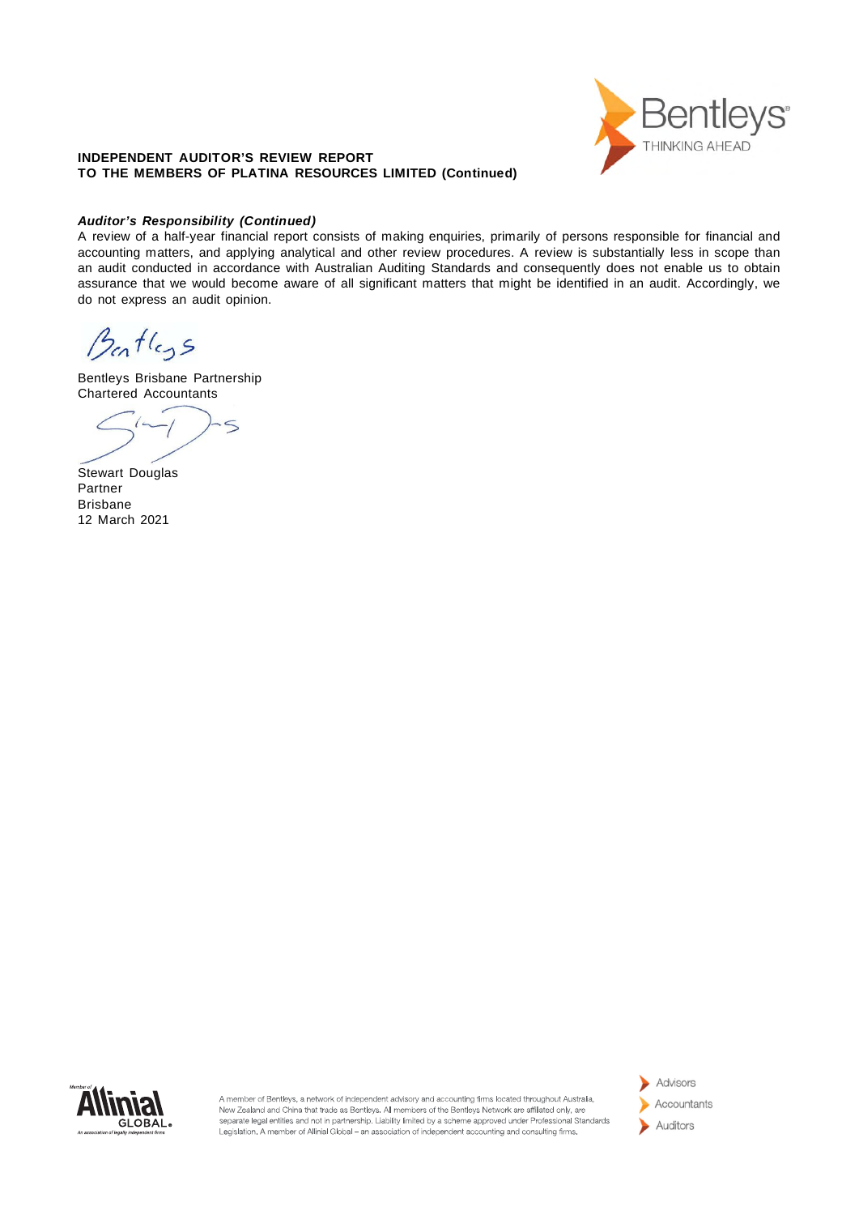**INDEPENDENT AUDITOR'S REVIEW REPORT**
**TO THE MEMBERS OF PLATINA RESOURCES LIMITED (Continued)**

***Auditor's Responsibility (Continued)***

A review of a half-year financial report consists of making enquiries, primarily of persons responsible for financial and accounting matters, and applying analytical and other review procedures. A review is substantially less in scope than an audit conducted in accordance with Australian Auditing Standards and consequently does not enable us to obtain assurance that we would become aware of all significant matters that might be identified in an audit. Accordingly, we do not express an audit opinion.

Bentleys Brisbane Partnership
Chartered Accountants

Stewart Douglas
Partner
Brisbane
12 March 2021

A member of Bentleys, a network of independent advisory and accounting firms located throughout Australia, New Zealand and China that trade as Bentleys. All members of the Bentleys Network are affiliated only, are separate legal entities and not in partnership. Liability limited by a scheme approved under Professional Standards Legislation. A member of Allinial Global – an association of independent accounting and consulting firms.